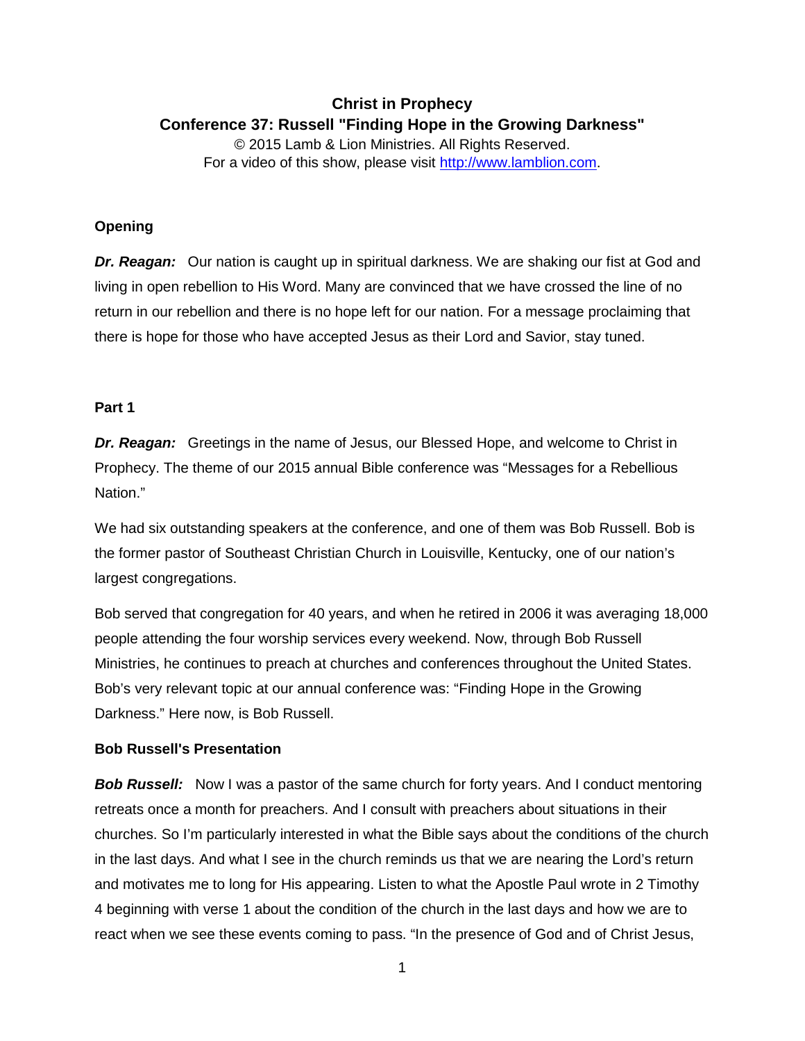# Christ in Prophecy

## Conference 37: Russell "Finding Hope in the Growing Darkness"

© 2015 Lamb & Lion Ministries. All Rights Reserved.
For a video of this show, please visit [http://www.lamblion.com](http://www.lamblion.com).

### Opening

***Dr. Reagan:*** Our nation is caught up in spiritual darkness. We are shaking our fist at God and living in open rebellion to His Word. Many are convinced that we have crossed the line of no return in our rebellion and there is no hope left for our nation. For a message proclaiming that there is hope for those who have accepted Jesus as their Lord and Savior, stay tuned.

### Part 1

***Dr. Reagan:*** Greetings in the name of Jesus, our Blessed Hope, and welcome to Christ in Prophecy. The theme of our 2015 annual Bible conference was "Messages for a Rebellious Nation."

We had six outstanding speakers at the conference, and one of them was Bob Russell. Bob is the former pastor of Southeast Christian Church in Louisville, Kentucky, one of our nation's largest congregations.

Bob served that congregation for 40 years, and when he retired in 2006 it was averaging 18,000 people attending the four worship services every weekend. Now, through Bob Russell Ministries, he continues to preach at churches and conferences throughout the United States. Bob's very relevant topic at our annual conference was: "Finding Hope in the Growing Darkness." Here now, is Bob Russell.

### Bob Russell's Presentation

***Bob Russell:*** Now I was a pastor of the same church for forty years. And I conduct mentoring retreats once a month for preachers. And I consult with preachers about situations in their churches. So I'm particularly interested in what the Bible says about the conditions of the church in the last days. And what I see in the church reminds us that we are nearing the Lord's return and motivates me to long for His appearing. Listen to what the Apostle Paul wrote in 2 Timothy 4 beginning with verse 1 about the condition of the church in the last days and how we are to react when we see these events coming to pass. "In the presence of God and of Christ Jesus,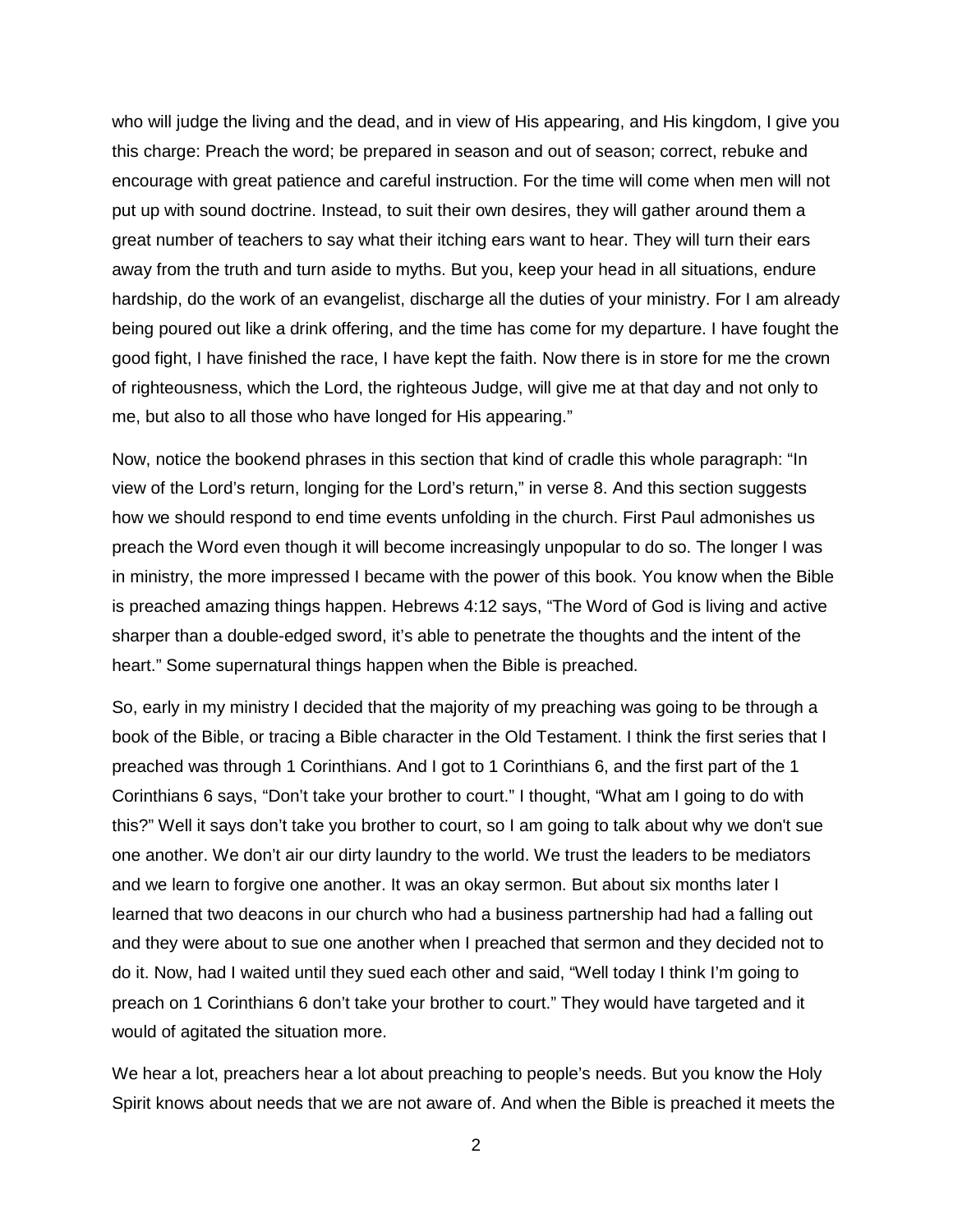who will judge the living and the dead, and in view of His appearing, and His kingdom, I give you this charge: Preach the word; be prepared in season and out of season; correct, rebuke and encourage with great patience and careful instruction. For the time will come when men will not put up with sound doctrine. Instead, to suit their own desires, they will gather around them a great number of teachers to say what their itching ears want to hear. They will turn their ears away from the truth and turn aside to myths. But you, keep your head in all situations, endure hardship, do the work of an evangelist, discharge all the duties of your ministry. For I am already being poured out like a drink offering, and the time has come for my departure. I have fought the good fight, I have finished the race, I have kept the faith. Now there is in store for me the crown of righteousness, which the Lord, the righteous Judge, will give me at that day and not only to me, but also to all those who have longed for His appearing."

Now, notice the bookend phrases in this section that kind of cradle this whole paragraph: "In view of the Lord's return, longing for the Lord's return," in verse 8. And this section suggests how we should respond to end time events unfolding in the church. First Paul admonishes us preach the Word even though it will become increasingly unpopular to do so. The longer I was in ministry, the more impressed I became with the power of this book. You know when the Bible is preached amazing things happen. Hebrews 4:12 says, "The Word of God is living and active sharper than a double-edged sword, it's able to penetrate the thoughts and the intent of the heart." Some supernatural things happen when the Bible is preached.

So, early in my ministry I decided that the majority of my preaching was going to be through a book of the Bible, or tracing a Bible character in the Old Testament. I think the first series that I preached was through 1 Corinthians. And I got to 1 Corinthians 6, and the first part of the 1 Corinthians 6 says, "Don't take your brother to court." I thought, "What am I going to do with this?" Well it says don't take you brother to court, so I am going to talk about why we don't sue one another. We don't air our dirty laundry to the world. We trust the leaders to be mediators and we learn to forgive one another. It was an okay sermon. But about six months later I learned that two deacons in our church who had a business partnership had had a falling out and they were about to sue one another when I preached that sermon and they decided not to do it. Now, had I waited until they sued each other and said, "Well today I think I'm going to preach on 1 Corinthians 6 don't take your brother to court." They would have targeted and it would of agitated the situation more.

We hear a lot, preachers hear a lot about preaching to people's needs. But you know the Holy Spirit knows about needs that we are not aware of. And when the Bible is preached it meets the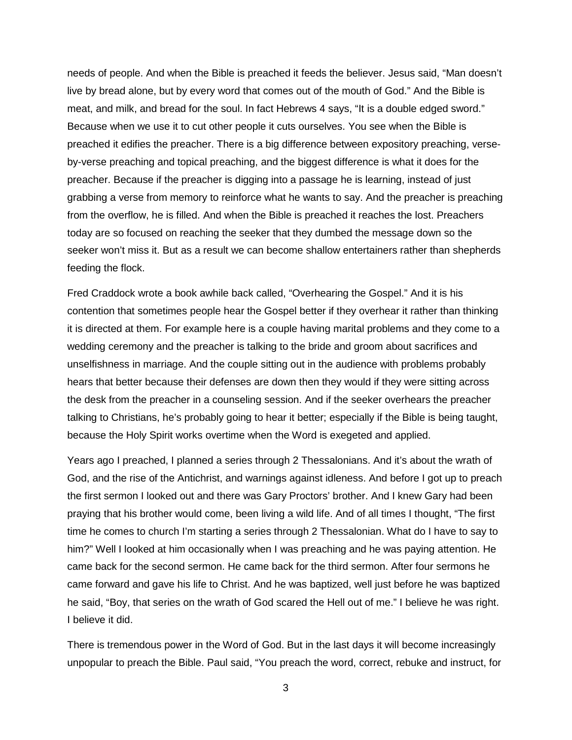needs of people. And when the Bible is preached it feeds the believer. Jesus said, "Man doesn't live by bread alone, but by every word that comes out of the mouth of God." And the Bible is meat, and milk, and bread for the soul. In fact Hebrews 4 says, "It is a double edged sword." Because when we use it to cut other people it cuts ourselves. You see when the Bible is preached it edifies the preacher. There is a big difference between expository preaching, verse-by-verse preaching and topical preaching, and the biggest difference is what it does for the preacher. Because if the preacher is digging into a passage he is learning, instead of just grabbing a verse from memory to reinforce what he wants to say. And the preacher is preaching from the overflow, he is filled. And when the Bible is preached it reaches the lost. Preachers today are so focused on reaching the seeker that they dumbed the message down so the seeker won't miss it. But as a result we can become shallow entertainers rather than shepherds feeding the flock.

Fred Craddock wrote a book awhile back called, "Overhearing the Gospel." And it is his contention that sometimes people hear the Gospel better if they overhear it rather than thinking it is directed at them. For example here is a couple having marital problems and they come to a wedding ceremony and the preacher is talking to the bride and groom about sacrifices and unselfishness in marriage. And the couple sitting out in the audience with problems probably hears that better because their defenses are down then they would if they were sitting across the desk from the preacher in a counseling session. And if the seeker overhears the preacher talking to Christians, he's probably going to hear it better; especially if the Bible is being taught, because the Holy Spirit works overtime when the Word is exegeted and applied.

Years ago I preached, I planned a series through 2 Thessalonians. And it's about the wrath of God, and the rise of the Antichrist, and warnings against idleness. And before I got up to preach the first sermon I looked out and there was Gary Proctors' brother. And I knew Gary had been praying that his brother would come, been living a wild life. And of all times I thought, "The first time he comes to church I'm starting a series through 2 Thessalonian. What do I have to say to him?" Well I looked at him occasionally when I was preaching and he was paying attention. He came back for the second sermon. He came back for the third sermon. After four sermons he came forward and gave his life to Christ. And he was baptized, well just before he was baptized he said, "Boy, that series on the wrath of God scared the Hell out of me." I believe he was right. I believe it did.

There is tremendous power in the Word of God. But in the last days it will become increasingly unpopular to preach the Bible. Paul said, "You preach the word, correct, rebuke and instruct, for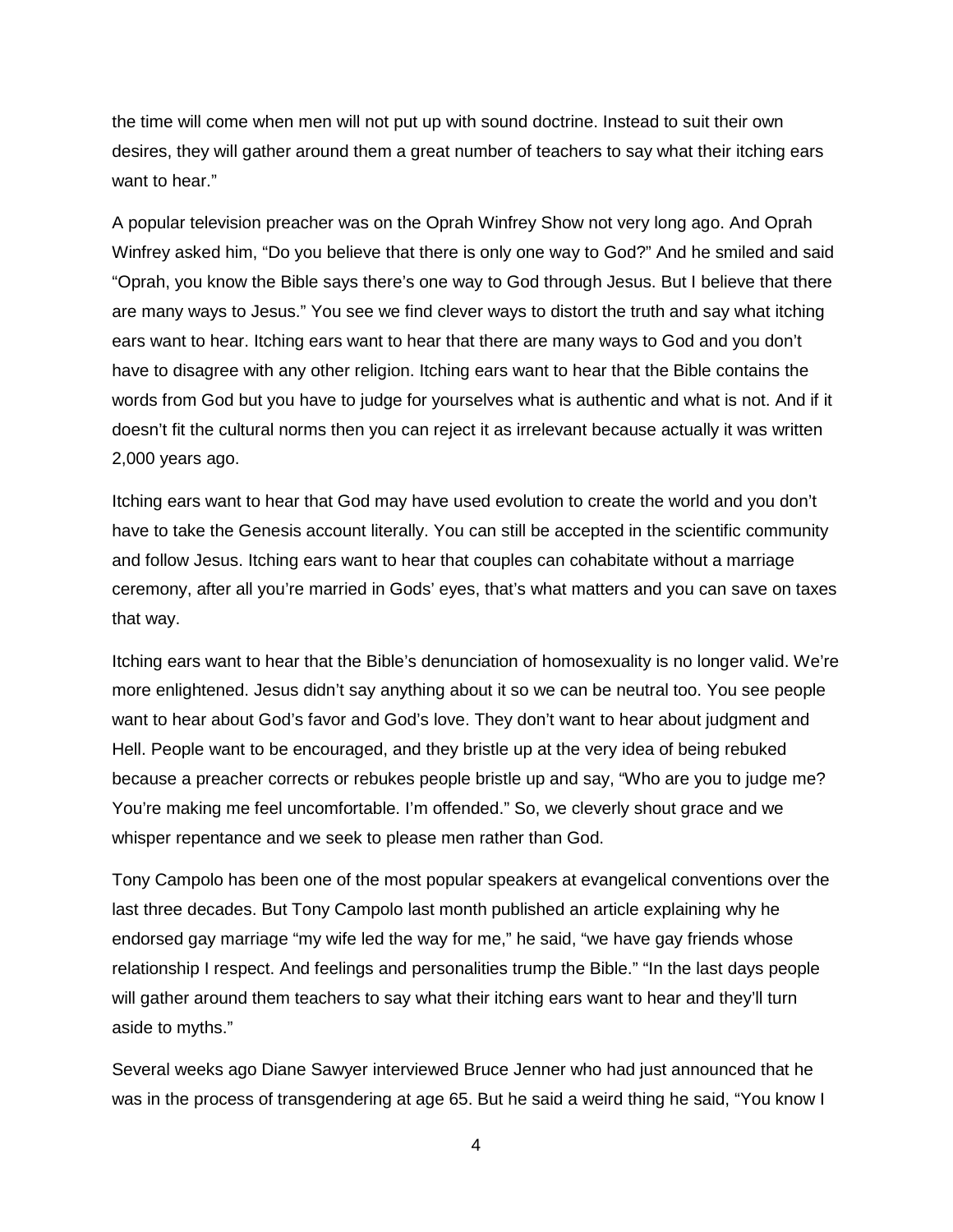the time will come when men will not put up with sound doctrine. Instead to suit their own desires, they will gather around them a great number of teachers to say what their itching ears want to hear."

A popular television preacher was on the Oprah Winfrey Show not very long ago. And Oprah Winfrey asked him, "Do you believe that there is only one way to God?" And he smiled and said "Oprah, you know the Bible says there's one way to God through Jesus. But I believe that there are many ways to Jesus." You see we find clever ways to distort the truth and say what itching ears want to hear. Itching ears want to hear that there are many ways to God and you don't have to disagree with any other religion. Itching ears want to hear that the Bible contains the words from God but you have to judge for yourselves what is authentic and what is not. And if it doesn't fit the cultural norms then you can reject it as irrelevant because actually it was written 2,000 years ago.

Itching ears want to hear that God may have used evolution to create the world and you don't have to take the Genesis account literally. You can still be accepted in the scientific community and follow Jesus. Itching ears want to hear that couples can cohabitate without a marriage ceremony, after all you're married in Gods' eyes, that's what matters and you can save on taxes that way.

Itching ears want to hear that the Bible's denunciation of homosexuality is no longer valid. We're more enlightened. Jesus didn't say anything about it so we can be neutral too. You see people want to hear about God's favor and God's love. They don't want to hear about judgment and Hell. People want to be encouraged, and they bristle up at the very idea of being rebuked because a preacher corrects or rebukes people bristle up and say, "Who are you to judge me? You're making me feel uncomfortable. I'm offended." So, we cleverly shout grace and we whisper repentance and we seek to please men rather than God.

Tony Campolo has been one of the most popular speakers at evangelical conventions over the last three decades. But Tony Campolo last month published an article explaining why he endorsed gay marriage "my wife led the way for me," he said, "we have gay friends whose relationship I respect. And feelings and personalities trump the Bible." "In the last days people will gather around them teachers to say what their itching ears want to hear and they'll turn aside to myths."

Several weeks ago Diane Sawyer interviewed Bruce Jenner who had just announced that he was in the process of transgendering at age 65. But he said a weird thing he said, "You know I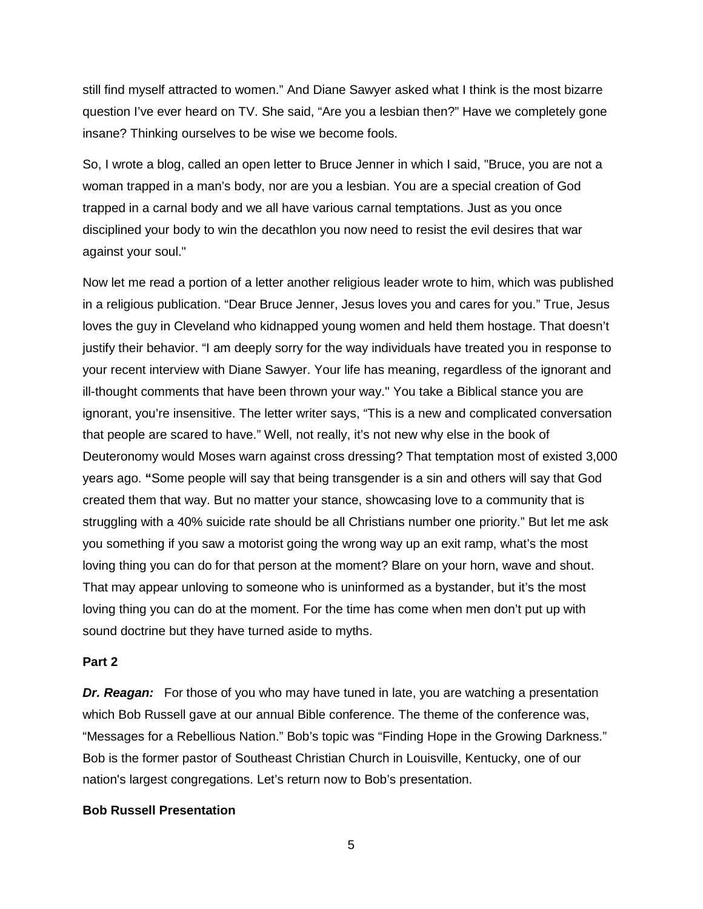still find myself attracted to women." And Diane Sawyer asked what I think is the most bizarre question I've ever heard on TV. She said, "Are you a lesbian then?" Have we completely gone insane? Thinking ourselves to be wise we become fools.

So, I wrote a blog, called an open letter to Bruce Jenner in which I said, "Bruce, you are not a woman trapped in a man's body, nor are you a lesbian. You are a special creation of God trapped in a carnal body and we all have various carnal temptations. Just as you once disciplined your body to win the decathlon you now need to resist the evil desires that war against your soul."

Now let me read a portion of a letter another religious leader wrote to him, which was published in a religious publication. "Dear Bruce Jenner, Jesus loves you and cares for you." True, Jesus loves the guy in Cleveland who kidnapped young women and held them hostage. That doesn't justify their behavior. "I am deeply sorry for the way individuals have treated you in response to your recent interview with Diane Sawyer. Your life has meaning, regardless of the ignorant and ill-thought comments that have been thrown your way." You take a Biblical stance you are ignorant, you're insensitive. The letter writer says, "This is a new and complicated conversation that people are scared to have." Well, not really, it's not new why else in the book of Deuteronomy would Moses warn against cross dressing? That temptation most of existed 3,000 years ago. **"**Some people will say that being transgender is a sin and others will say that God created them that way. But no matter your stance, showcasing love to a community that is struggling with a 40% suicide rate should be all Christians number one priority." But let me ask you something if you saw a motorist going the wrong way up an exit ramp, what's the most loving thing you can do for that person at the moment? Blare on your horn, wave and shout. That may appear unloving to someone who is uninformed as a bystander, but it's the most loving thing you can do at the moment. For the time has come when men don't put up with sound doctrine but they have turned aside to myths.

**Part 2**

***Dr. Reagan:*** For those of you who may have tuned in late, you are watching a presentation which Bob Russell gave at our annual Bible conference. The theme of the conference was, "Messages for a Rebellious Nation." Bob's topic was "Finding Hope in the Growing Darkness." Bob is the former pastor of Southeast Christian Church in Louisville, Kentucky, one of our nation's largest congregations. Let's return now to Bob's presentation.

**Bob Russell Presentation**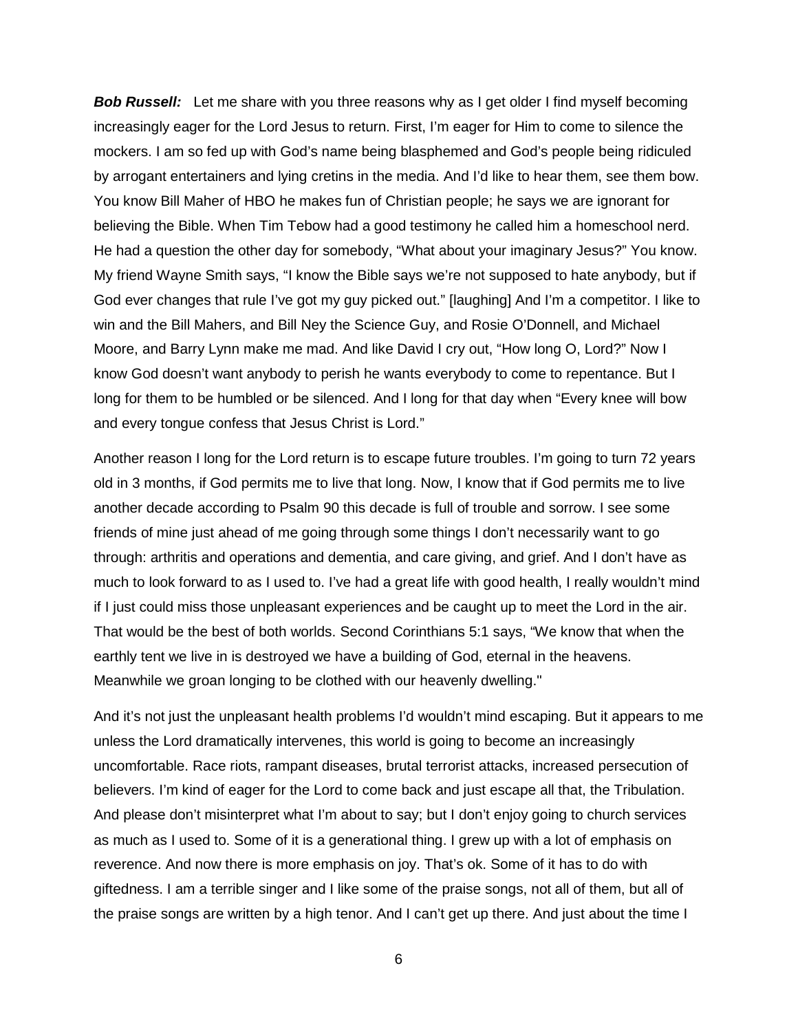***Bob Russell:*** Let me share with you three reasons why as I get older I find myself becoming increasingly eager for the Lord Jesus to return. First, I'm eager for Him to come to silence the mockers. I am so fed up with God's name being blasphemed and God's people being ridiculed by arrogant entertainers and lying cretins in the media. And I'd like to hear them, see them bow. You know Bill Maher of HBO he makes fun of Christian people; he says we are ignorant for believing the Bible. When Tim Tebow had a good testimony he called him a homeschool nerd. He had a question the other day for somebody, "What about your imaginary Jesus?" You know. My friend Wayne Smith says, "I know the Bible says we're not supposed to hate anybody, but if God ever changes that rule I've got my guy picked out." [laughing] And I'm a competitor. I like to win and the Bill Mahers, and Bill Ney the Science Guy, and Rosie O'Donnell, and Michael Moore, and Barry Lynn make me mad. And like David I cry out, "How long O, Lord?" Now I know God doesn't want anybody to perish he wants everybody to come to repentance. But I long for them to be humbled or be silenced. And I long for that day when "Every knee will bow and every tongue confess that Jesus Christ is Lord."

Another reason I long for the Lord return is to escape future troubles. I'm going to turn 72 years old in 3 months, if God permits me to live that long. Now, I know that if God permits me to live another decade according to Psalm 90 this decade is full of trouble and sorrow. I see some friends of mine just ahead of me going through some things I don't necessarily want to go through: arthritis and operations and dementia, and care giving, and grief. And I don't have as much to look forward to as I used to. I've had a great life with good health, I really wouldn't mind if I just could miss those unpleasant experiences and be caught up to meet the Lord in the air. That would be the best of both worlds. Second Corinthians 5:1 says, "We know that when the earthly tent we live in is destroyed we have a building of God, eternal in the heavens. Meanwhile we groan longing to be clothed with our heavenly dwelling."

And it's not just the unpleasant health problems I'd wouldn't mind escaping. But it appears to me unless the Lord dramatically intervenes, this world is going to become an increasingly uncomfortable. Race riots, rampant diseases, brutal terrorist attacks, increased persecution of believers. I'm kind of eager for the Lord to come back and just escape all that, the Tribulation. And please don't misinterpret what I'm about to say; but I don't enjoy going to church services as much as I used to. Some of it is a generational thing. I grew up with a lot of emphasis on reverence. And now there is more emphasis on joy. That's ok. Some of it has to do with giftedness. I am a terrible singer and I like some of the praise songs, not all of them, but all of the praise songs are written by a high tenor. And I can't get up there. And just about the time I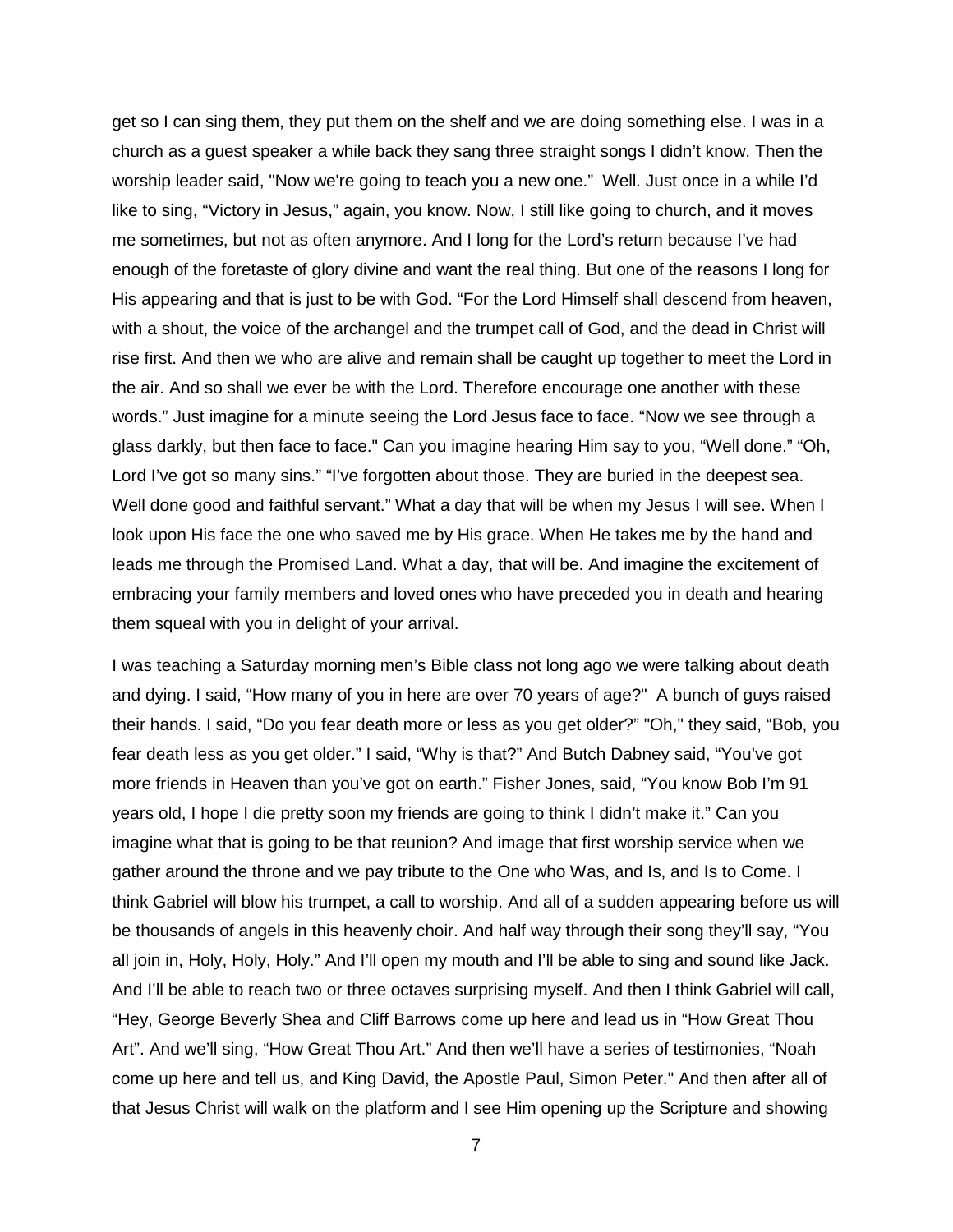get so I can sing them, they put them on the shelf and we are doing something else. I was in a church as a guest speaker a while back they sang three straight songs I didn't know. Then the worship leader said, "Now we're going to teach you a new one." Well. Just once in a while I'd like to sing, "Victory in Jesus," again, you know. Now, I still like going to church, and it moves me sometimes, but not as often anymore. And I long for the Lord's return because I've had enough of the foretaste of glory divine and want the real thing. But one of the reasons I long for His appearing and that is just to be with God. "For the Lord Himself shall descend from heaven, with a shout, the voice of the archangel and the trumpet call of God, and the dead in Christ will rise first. And then we who are alive and remain shall be caught up together to meet the Lord in the air. And so shall we ever be with the Lord. Therefore encourage one another with these words." Just imagine for a minute seeing the Lord Jesus face to face. "Now we see through a glass darkly, but then face to face." Can you imagine hearing Him say to you, "Well done." "Oh, Lord I've got so many sins." "I've forgotten about those. They are buried in the deepest sea. Well done good and faithful servant." What a day that will be when my Jesus I will see. When I look upon His face the one who saved me by His grace. When He takes me by the hand and leads me through the Promised Land. What a day, that will be. And imagine the excitement of embracing your family members and loved ones who have preceded you in death and hearing them squeal with you in delight of your arrival.

I was teaching a Saturday morning men's Bible class not long ago we were talking about death and dying. I said, "How many of you in here are over 70 years of age?" A bunch of guys raised their hands. I said, "Do you fear death more or less as you get older?" "Oh," they said, "Bob, you fear death less as you get older." I said, "Why is that?" And Butch Dabney said, "You've got more friends in Heaven than you've got on earth." Fisher Jones, said, "You know Bob I'm 91 years old, I hope I die pretty soon my friends are going to think I didn't make it." Can you imagine what that is going to be that reunion? And image that first worship service when we gather around the throne and we pay tribute to the One who Was, and Is, and Is to Come. I think Gabriel will blow his trumpet, a call to worship. And all of a sudden appearing before us will be thousands of angels in this heavenly choir. And half way through their song they'll say, "You all join in, Holy, Holy, Holy." And I'll open my mouth and I'll be able to sing and sound like Jack. And I'll be able to reach two or three octaves surprising myself. And then I think Gabriel will call, "Hey, George Beverly Shea and Cliff Barrows come up here and lead us in "How Great Thou Art". And we'll sing, "How Great Thou Art." And then we'll have a series of testimonies, "Noah come up here and tell us, and King David, the Apostle Paul, Simon Peter." And then after all of that Jesus Christ will walk on the platform and I see Him opening up the Scripture and showing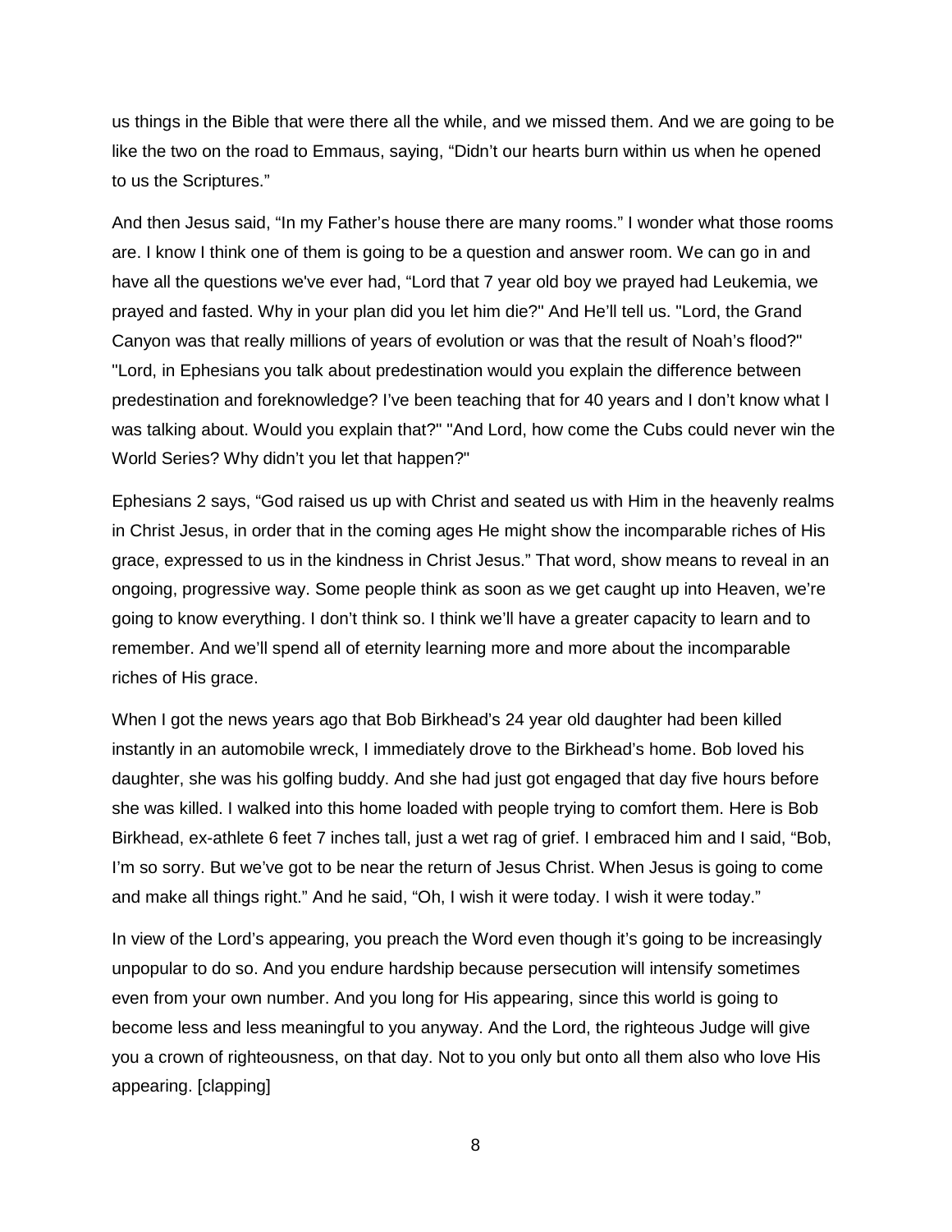us things in the Bible that were there all the while, and we missed them. And we are going to be like the two on the road to Emmaus, saying, “Didn't our hearts burn within us when he opened to us the Scriptures.”

And then Jesus said, “In my Father’s house there are many rooms.” I wonder what those rooms are. I know I think one of them is going to be a question and answer room. We can go in and have all the questions we've ever had, “Lord that 7 year old boy we prayed had Leukemia, we prayed and fasted. Why in your plan did you let him die?" And He’ll tell us. "Lord, the Grand Canyon was that really millions of years of evolution or was that the result of Noah’s flood?" "Lord, in Ephesians you talk about predestination would you explain the difference between predestination and foreknowledge? I’ve been teaching that for 40 years and I don’t know what I was talking about. Would you explain that?" "And Lord, how come the Cubs could never win the World Series? Why didn’t you let that happen?"

Ephesians 2 says, “God raised us up with Christ and seated us with Him in the heavenly realms in Christ Jesus, in order that in the coming ages He might show the incomparable riches of His grace, expressed to us in the kindness in Christ Jesus.” That word, show means to reveal in an ongoing, progressive way. Some people think as soon as we get caught up into Heaven, we’re going to know everything. I don’t think so. I think we’ll have a greater capacity to learn and to remember. And we’ll spend all of eternity learning more and more about the incomparable riches of His grace.

When I got the news years ago that Bob Birkhead’s 24 year old daughter had been killed instantly in an automobile wreck, I immediately drove to the Birkhead’s home. Bob loved his daughter, she was his golfing buddy. And she had just got engaged that day five hours before she was killed. I walked into this home loaded with people trying to comfort them. Here is Bob Birkhead, ex-athlete 6 feet 7 inches tall, just a wet rag of grief. I embraced him and I said, “Bob, I’m so sorry. But we’ve got to be near the return of Jesus Christ. When Jesus is going to come and make all things right.” And he said, “Oh, I wish it were today. I wish it were today.”

In view of the Lord’s appearing, you preach the Word even though it’s going to be increasingly unpopular to do so. And you endure hardship because persecution will intensify sometimes even from your own number. And you long for His appearing, since this world is going to become less and less meaningful to you anyway. And the Lord, the righteous Judge will give you a crown of righteousness, on that day. Not to you only but onto all them also who love His appearing. [clapping]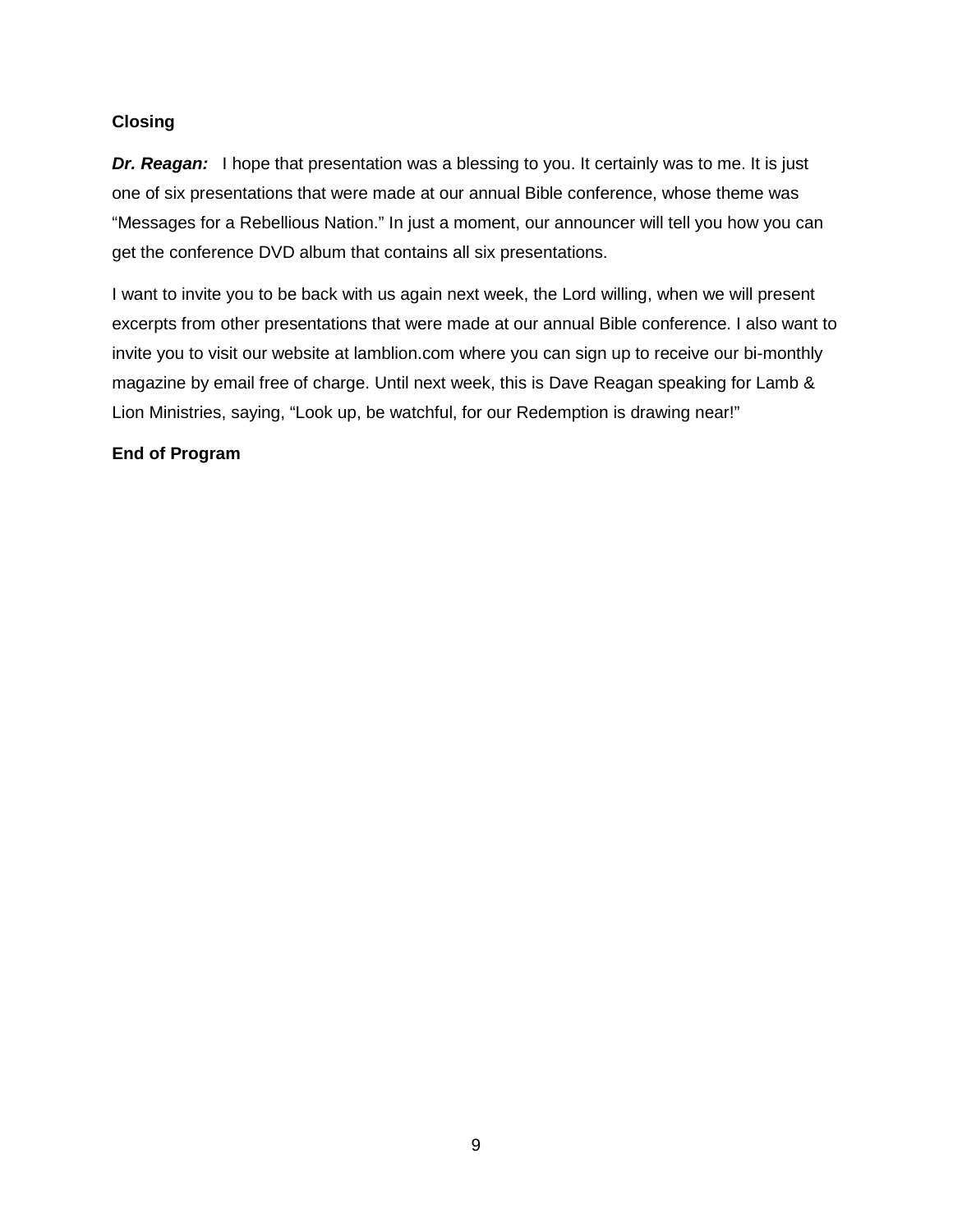**Closing**

***Dr. Reagan:*** I hope that presentation was a blessing to you. It certainly was to me. It is just one of six presentations that were made at our annual Bible conference, whose theme was “Messages for a Rebellious Nation.” In just a moment, our announcer will tell you how you can get the conference DVD album that contains all six presentations.

I want to invite you to be back with us again next week, the Lord willing, when we will present excerpts from other presentations that were made at our annual Bible conference. I also want to invite you to visit our website at lamblion.com where you can sign up to receive our bi-monthly magazine by email free of charge. Until next week, this is Dave Reagan speaking for Lamb & Lion Ministries, saying, “Look up, be watchful, for our Redemption is drawing near!”

**End of Program**